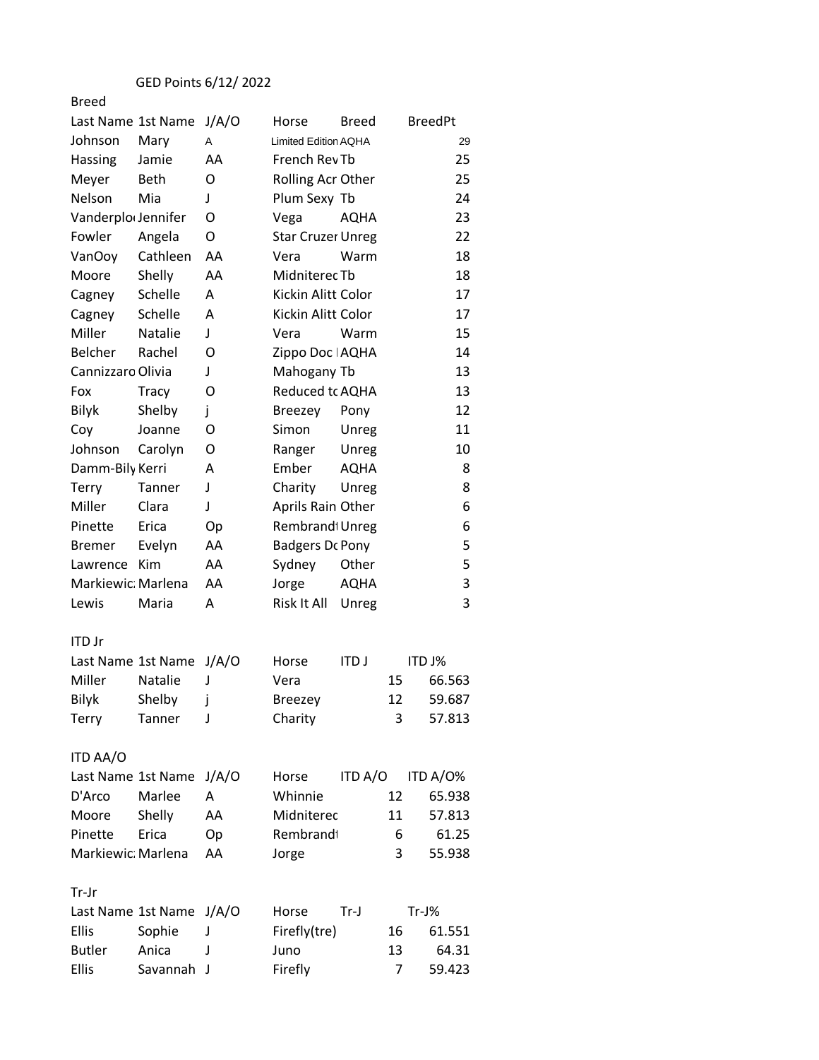GED Points 6/12/ 2022

Breed

| Last Name | 1st Name | J/A/O | Horse | Breed | BreedPt |
| --- | --- | --- | --- | --- | --- |
| Johnson | Mary | A | Limited Edition | AQHA | 29 |
| Hassing | Jamie | AA | French Rev | Tb | 25 |
| Meyer | Beth | O | Rolling Acr | Other | 25 |
| Nelson | Mia | J | Plum Sexy | Tb | 24 |
| Vanderplo | Jennifer | O | Vega | AQHA | 23 |
| Fowler | Angela | O | Star Cruzer | Unreg | 22 |
| VanOoy | Cathleen | AA | Vera | Warm | 18 |
| Moore | Shelly | AA | Midniterec | Tb | 18 |
| Cagney | Schelle | A | Kickin Alitt | Color | 17 |
| Cagney | Schelle | A | Kickin Alitt | Color | 17 |
| Miller | Natalie | J | Vera | Warm | 15 |
| Belcher | Rachel | O | Zippo Doc | AQHA | 14 |
| Cannizzaro | Olivia | J | Mahogany | Tb | 13 |
| Fox | Tracy | O | Reduced to | AQHA | 13 |
| Bilyk | Shelby | j | Breezey | Pony | 12 |
| Coy | Joanne | O | Simon | Unreg | 11 |
| Johnson | Carolyn | O | Ranger | Unreg | 10 |
| Damm-Bily | Kerri | A | Ember | AQHA | 8 |
| Terry | Tanner | J | Charity | Unreg | 8 |
| Miller | Clara | J | Aprils Rain | Other | 6 |
| Pinette | Erica | Op | Rembrandt | Unreg | 6 |
| Bremer | Evelyn | AA | Badgers Dc | Pony | 5 |
| Lawrence | Kim | AA | Sydney | Other | 5 |
| Markiewic | Marlena | AA | Jorge | AQHA | 3 |
| Lewis | Maria | A | Risk It All | Unreg | 3 |

ITD Jr

| Last Name | 1st Name | J/A/O | Horse | ITD J | ITD J% |
| --- | --- | --- | --- | --- | --- |
| Miller | Natalie | J | Vera | 15 | 66.563 |
| Bilyk | Shelby | j | Breezey | 12 | 59.687 |
| Terry | Tanner | J | Charity | 3 | 57.813 |

ITD AA/O

| Last Name | 1st Name | J/A/O | Horse | ITD A/O | ITD A/O% |
| --- | --- | --- | --- | --- | --- |
| D'Arco | Marlee | A | Whinnie | 12 | 65.938 |
| Moore | Shelly | AA | Midniterec | 11 | 57.813 |
| Pinette | Erica | Op | Rembrandt | 6 | 61.25 |
| Markiewic | Marlena | AA | Jorge | 3 | 55.938 |

Tr-Jr

| Last Name | 1st Name | J/A/O | Horse | Tr-J | Tr-J% |
| --- | --- | --- | --- | --- | --- |
| Ellis | Sophie | J | Firefly(tre) | 16 | 61.551 |
| Butler | Anica | J | Juno | 13 | 64.31 |
| Ellis | Savannah | J | Firefly | 7 | 59.423 |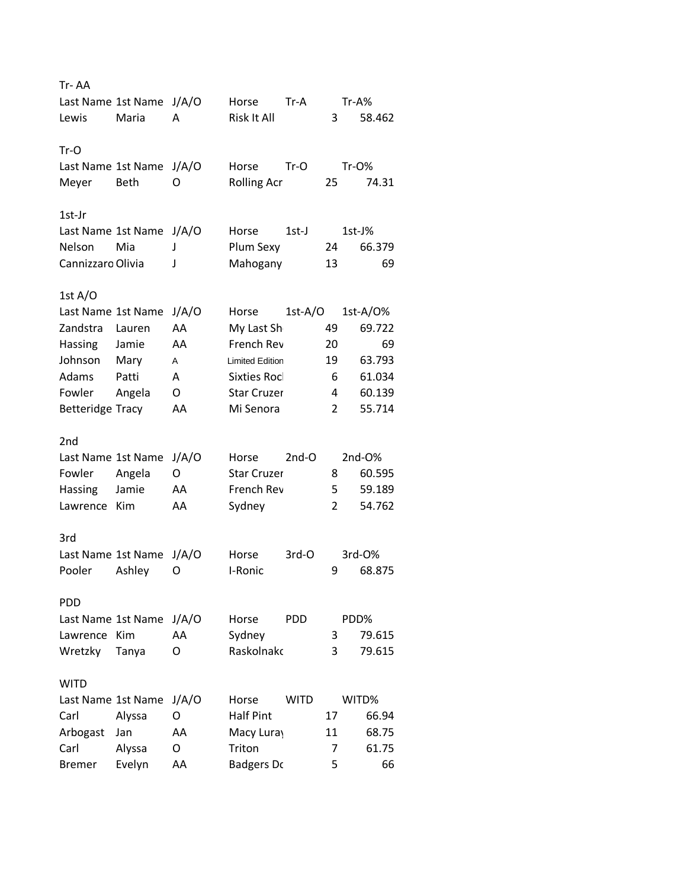Tr- AA

| Last Name | 1st Name | J/A/O | Horse | Tr-A | Tr-A% |
|---|---|---|---|---|---|
| Lewis | Maria | A | Risk It All | 3 | 58.462 |

Tr-O

| Last Name | 1st Name | J/A/O | Horse | Tr-O | Tr-O% |
|---|---|---|---|---|---|
| Meyer | Beth | O | Rolling Acr | 25 | 74.31 |

1st-Jr

| Last Name | 1st Name | J/A/O | Horse | 1st-J | 1st-J% |
|---|---|---|---|---|---|
| Nelson | Mia | J | Plum Sexy | 24 | 66.379 |
| Cannizzaro | Olivia | J | Mahogany | 13 | 69 |

1st A/O

| Last Name | 1st Name | J/A/O | Horse | 1st-A/O | 1st-A/O% |
|---|---|---|---|---|---|
| Zandstra | Lauren | AA | My Last Sh | 49 | 69.722 |
| Hassing | Jamie | AA | French Rev | 20 | 69 |
| Johnson | Mary | A | Limited Edition | 19 | 63.793 |
| Adams | Patti | A | Sixties Rocl | 6 | 61.034 |
| Fowler | Angela | O | Star Cruzer | 4 | 60.139 |
| Betteridge | Tracy | AA | Mi Senora | 2 | 55.714 |

2nd

| Last Name | 1st Name | J/A/O | Horse | 2nd-O | 2nd-O% |
|---|---|---|---|---|---|
| Fowler | Angela | O | Star Cruzer | 8 | 60.595 |
| Hassing | Jamie | AA | French Rev | 5 | 59.189 |
| Lawrence | Kim | AA | Sydney | 2 | 54.762 |

3rd

| Last Name | 1st Name | J/A/O | Horse | 3rd-O | 3rd-O% |
|---|---|---|---|---|---|
| Pooler | Ashley | O | I-Ronic | 9 | 68.875 |

PDD

| Last Name | 1st Name | J/A/O | Horse | PDD | PDD% |
|---|---|---|---|---|---|
| Lawrence | Kim | AA | Sydney | 3 | 79.615 |
| Wretzky | Tanya | O | Raskolnakc | 3 | 79.615 |

WITD

| Last Name | 1st Name | J/A/O | Horse | WITD | WITD% |
|---|---|---|---|---|---|
| Carl | Alyssa | O | Half Pint | 17 | 66.94 |
| Arbogast | Jan | AA | Macy Luray | 11 | 68.75 |
| Carl | Alyssa | O | Triton | 7 | 61.75 |
| Bremer | Evelyn | AA | Badgers Dc | 5 | 66 |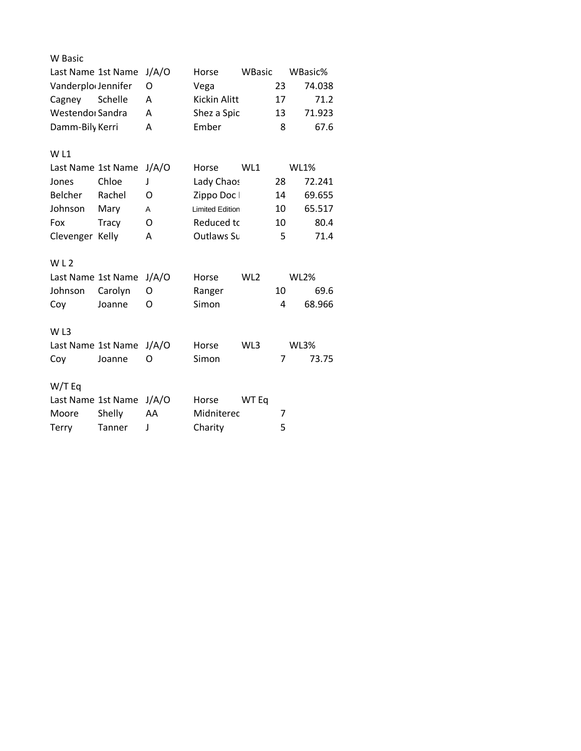W Basic

| Last Name | 1st Name | J/A/O | Horse | WBasic | WBasic% |
|---|---|---|---|---|---|
| Vanderplo | Jennifer | O | Vega | 23 | 74.038 |
| Cagney | Schelle | A | Kickin Alitt | 17 | 71.2 |
| Westendo | Sandra | A | Shez a Spic | 13 | 71.923 |
| Damm-Bily | Kerri | A | Ember | 8 | 67.6 |

W L1

| Last Name | 1st Name | J/A/O | Horse | WL1 | WL1% |
|---|---|---|---|---|---|
| Jones | Chloe | J | Lady Chaos | 28 | 72.241 |
| Belcher | Rachel | O | Zippo Doc I | 14 | 69.655 |
| Johnson | Mary | A | Limited Edition | 10 | 65.517 |
| Fox | Tracy | O | Reduced to | 10 | 80.4 |
| Clevenger | Kelly | A | Outlaws Su | 5 | 71.4 |

W L 2

| Last Name | 1st Name | J/A/O | Horse | WL2 | WL2% |
|---|---|---|---|---|---|
| Johnson | Carolyn | O | Ranger | 10 | 69.6 |
| Coy | Joanne | O | Simon | 4 | 68.966 |

W L3

| Last Name | 1st Name | J/A/O | Horse | WL3 | WL3% |
|---|---|---|---|---|---|
| Coy | Joanne | O | Simon | 7 | 73.75 |

W/T Eq

| Last Name | 1st Name | J/A/O | Horse | WT Eq |
|---|---|---|---|---|
| Moore | Shelly | AA | Midniterec | 7 |
| Terry | Tanner | J | Charity | 5 |